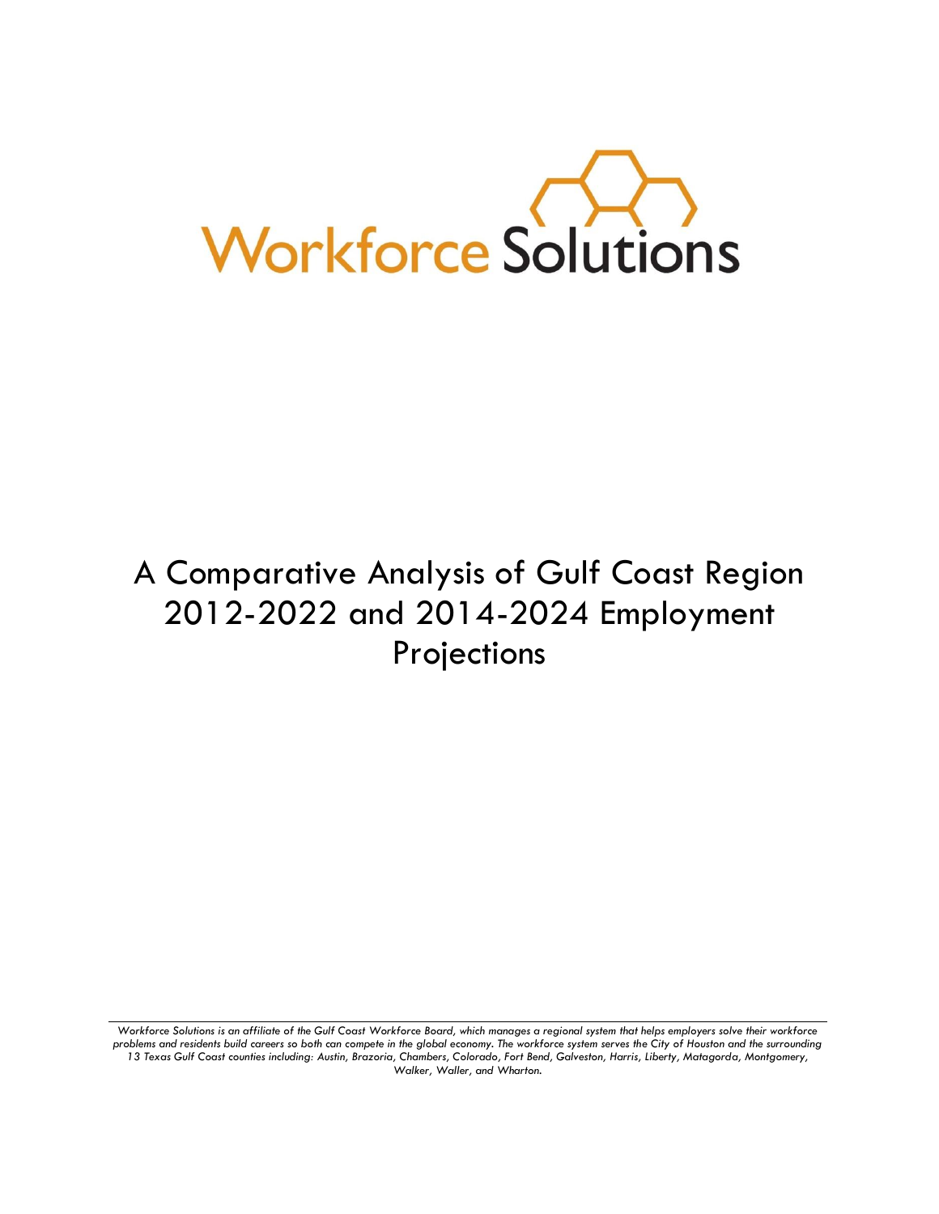Workforce Solutions

# A Comparative Analysis of Gulf Coast Region 2012-2022 and 2014-2024 Employment Projections

*Workforce Solutions is an affiliate of the Gulf Coast Workforce Board, which manages a regional system that helps employers solve their workforce problems and residents build careers so both can compete in the global economy. The workforce system serves the City of Houston and the surrounding 13 Texas Gulf Coast counties including: Austin, Brazoria, Chambers, Colorado, Fort Bend, Galveston, Harris, Liberty, Matagorda, Montgomery, Walker, Waller, and Wharton.*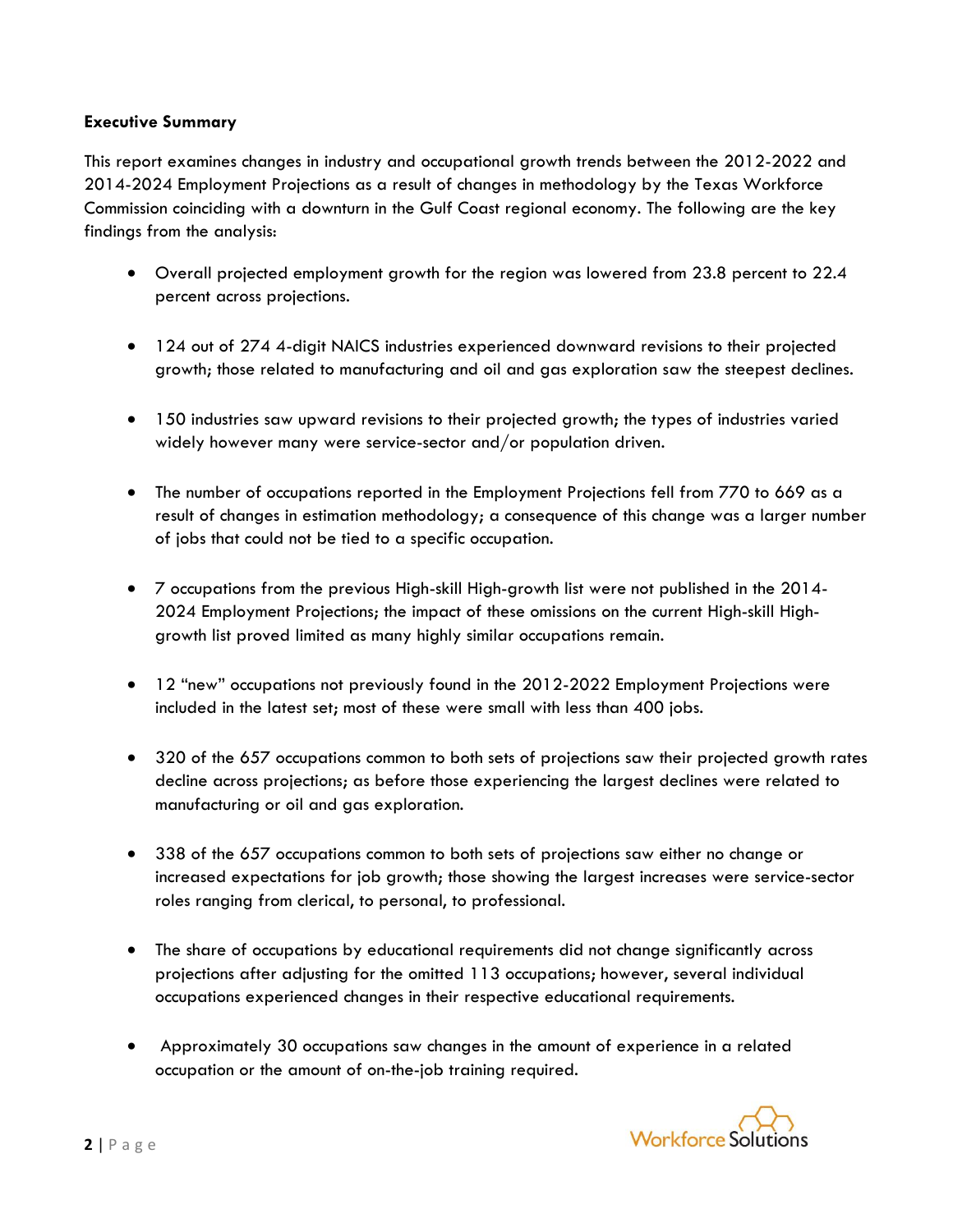**Executive Summary**

This report examines changes in industry and occupational growth trends between the 2012-2022 and 2014-2024 Employment Projections as a result of changes in methodology by the Texas Workforce Commission coinciding with a downturn in the Gulf Coast regional economy. The following are the key findings from the analysis:

- Overall projected employment growth for the region was lowered from 23.8 percent to 22.4 percent across projections.
- 124 out of 274 4-digit NAICS industries experienced downward revisions to their projected growth; those related to manufacturing and oil and gas exploration saw the steepest declines.
- 150 industries saw upward revisions to their projected growth; the types of industries varied widely however many were service-sector and/or population driven.
- The number of occupations reported in the Employment Projections fell from 770 to 669 as a result of changes in estimation methodology; a consequence of this change was a larger number of jobs that could not be tied to a specific occupation.
- 7 occupations from the previous High-skill High-growth list were not published in the 2014-2024 Employment Projections; the impact of these omissions on the current High-skill High-growth list proved limited as many highly similar occupations remain.
- 12 "new" occupations not previously found in the 2012-2022 Employment Projections were included in the latest set; most of these were small with less than 400 jobs.
- 320 of the 657 occupations common to both sets of projections saw their projected growth rates decline across projections; as before those experiencing the largest declines were related to manufacturing or oil and gas exploration.
- 338 of the 657 occupations common to both sets of projections saw either no change or increased expectations for job growth; those showing the largest increases were service-sector roles ranging from clerical, to personal, to professional.
- The share of occupations by educational requirements did not change significantly across projections after adjusting for the omitted 113 occupations; however, several individual occupations experienced changes in their respective educational requirements.
- Approximately 30 occupations saw changes in the amount of experience in a related occupation or the amount of on-the-job training required.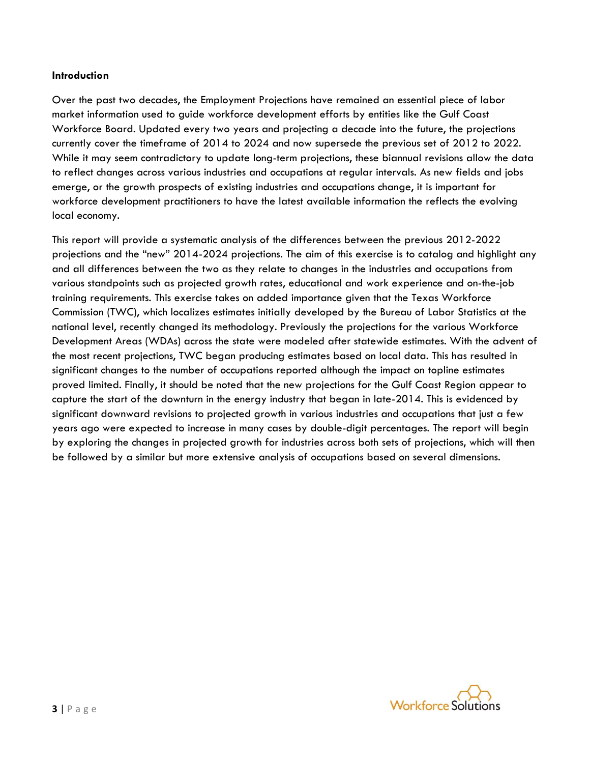**Introduction**

Over the past two decades, the Employment Projections have remained an essential piece of labor market information used to guide workforce development efforts by entities like the Gulf Coast Workforce Board. Updated every two years and projecting a decade into the future, the projections currently cover the timeframe of 2014 to 2024 and now supersede the previous set of 2012 to 2022. While it may seem contradictory to update long-term projections, these biannual revisions allow the data to reflect changes across various industries and occupations at regular intervals. As new fields and jobs emerge, or the growth prospects of existing industries and occupations change, it is important for workforce development practitioners to have the latest available information the reflects the evolving local economy.

This report will provide a systematic analysis of the differences between the previous 2012-2022 projections and the "new" 2014-2024 projections. The aim of this exercise is to catalog and highlight any and all differences between the two as they relate to changes in the industries and occupations from various standpoints such as projected growth rates, educational and work experience and on-the-job training requirements. This exercise takes on added importance given that the Texas Workforce Commission (TWC), which localizes estimates initially developed by the Bureau of Labor Statistics at the national level, recently changed its methodology. Previously the projections for the various Workforce Development Areas (WDAs) across the state were modeled after statewide estimates. With the advent of the most recent projections, TWC began producing estimates based on local data. This has resulted in significant changes to the number of occupations reported although the impact on topline estimates proved limited. Finally, it should be noted that the new projections for the Gulf Coast Region appear to capture the start of the downturn in the energy industry that began in late-2014. This is evidenced by significant downward revisions to projected growth in various industries and occupations that just a few years ago were expected to increase in many cases by double-digit percentages. The report will begin by exploring the changes in projected growth for industries across both sets of projections, which will then be followed by a similar but more extensive analysis of occupations based on several dimensions.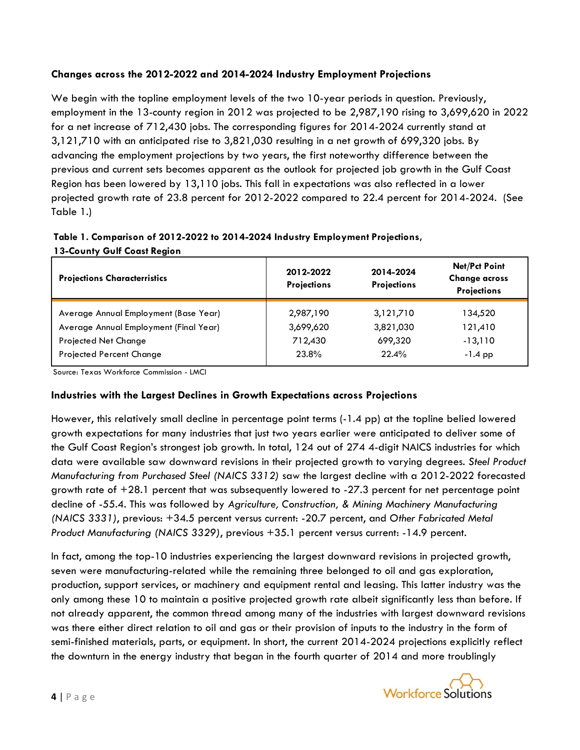### Changes across the 2012-2022 and 2014-2024 Industry Employment Projections

We begin with the topline employment levels of the two 10-year periods in question. Previously, employment in the 13-county region in 2012 was projected to be 2,987,190 rising to 3,699,620 in 2022 for a net increase of 712,430 jobs. The corresponding figures for 2014-2024 currently stand at 3,121,710 with an anticipated rise to 3,821,030 resulting in a net growth of 699,320 jobs. By advancing the employment projections by two years, the first noteworthy difference between the previous and current sets becomes apparent as the outlook for projected job growth in the Gulf Coast Region has been lowered by 13,110 jobs. This fall in expectations was also reflected in a lower projected growth rate of 23.8 percent for 2012-2022 compared to 22.4 percent for 2014-2024. (See Table 1.)

**Table 1. Comparison of 2012-2022 to 2014-2024 Industry Employment Projections, 13-County Gulf Coast Region**

| Projections Characterristics | 2012-2022 Projections | 2014-2024 Projections | Net/Pct Point Change across Projections |
|---|---|---|---|
| Average Annual Employment (Base Year) | 2,987,190 | 3,121,710 | 134,520 |
| Average Annual Employment (Final Year) | 3,699,620 | 3,821,030 | 121,410 |
| Projected Net Change | 712,430 | 699,320 | -13,110 |
| Projected Percent Change | 23.8% | 22.4% | -1.4 pp |

Source: Texas Workforce Commission - LMCI

### Industries with the Largest Declines in Growth Expectations across Projections

However, this relatively small decline in percentage point terms (-1.4 pp) at the topline belied lowered growth expectations for many industries that just two years earlier were anticipated to deliver some of the Gulf Coast Region's strongest job growth. In total, 124 out of 274 4-digit NAICS industries for which data were available saw downward revisions in their projected growth to varying degrees. *Steel Product Manufacturing from Purchased Steel (NAICS 3312)* saw the largest decline with a 2012-2022 forecasted growth rate of +28.1 percent that was subsequently lowered to -27.3 percent for net percentage point decline of -55.4. This was followed by *Agriculture, Construction, & Mining Machinery Manufacturing (NAICS 3331)*, previous: +34.5 percent versus current: -20.7 percent, and *Other Fabricated Metal Product Manufacturing (NAICS 3329)*, previous +35.1 percent versus current: -14.9 percent.

In fact, among the top-10 industries experiencing the largest downward revisions in projected growth, seven were manufacturing-related while the remaining three belonged to oil and gas exploration, production, support services, or machinery and equipment rental and leasing. This latter industry was the only among these 10 to maintain a positive projected growth rate albeit significantly less than before. If not already apparent, the common thread among many of the industries with largest downward revisions was there either direct relation to oil and gas or their provision of inputs to the industry in the form of semi-finished materials, parts, or equipment. In short, the current 2014-2024 projections explicitly reflect the downturn in the energy industry that began in the fourth quarter of 2014 and more troublingly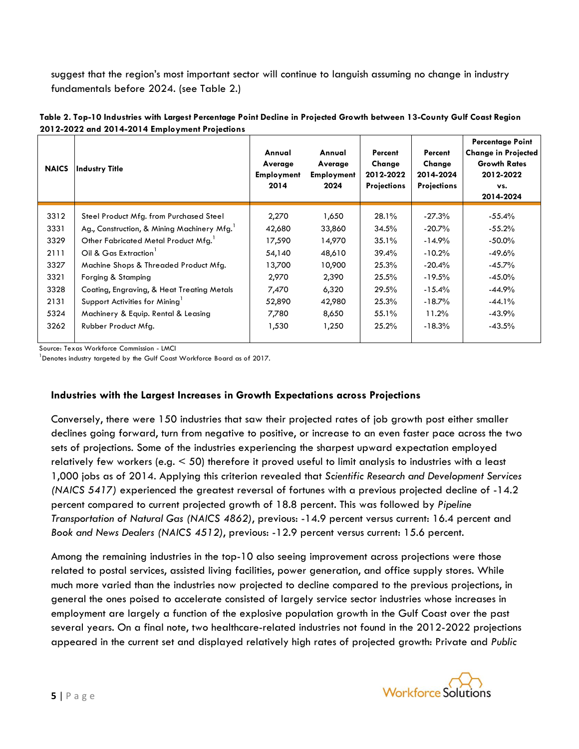suggest that the region's most important sector will continue to languish assuming no change in industry fundamentals before 2024. (see Table 2.)

**Table 2. Top-10 Industries with Largest Percentage Point Decline in Projected Growth between 13-County Gulf Coast Region 2012-2022 and 2014-2014 Employment Projections**

| NAICS | Industry Title | Annual Average Employment 2014 | Annual Average Employment 2024 | Percent Change 2012-2022 Projections | Percent Change 2014-2024 Projections | Percentage Point Change in Projected Growth Rates 2012-2022 vs. 2014-2024 |
|---|---|---|---|---|---|---|
| 3312 | Steel Product Mfg. from Purchased Steel | 2,270 | 1,650 | 28.1% | -27.3% | -55.4% |
| 3331 | Ag., Construction, & Mining Machinery Mfg.[1] | 42,680 | 33,860 | 34.5% | -20.7% | -55.2% |
| 3329 | Other Fabricated Metal Product Mfg.[1] | 17,590 | 14,970 | 35.1% | -14.9% | -50.0% |
| 2111 | Oil & Gas Extraction[1] | 54,140 | 48,610 | 39.4% | -10.2% | -49.6% |
| 3327 | Machine Shops & Threaded Product Mfg. | 13,700 | 10,900 | 25.3% | -20.4% | -45.7% |
| 3321 | Forging & Stamping | 2,970 | 2,390 | 25.5% | -19.5% | -45.0% |
| 3328 | Coating, Engraving, & Heat Treating Metals | 7,470 | 6,320 | 29.5% | -15.4% | -44.9% |
| 2131 | Support Activities for Mining[1] | 52,890 | 42,980 | 25.3% | -18.7% | -44.1% |
| 5324 | Machinery & Equip. Rental & Leasing | 7,780 | 8,650 | 55.1% | 11.2% | -43.9% |
| 3262 | Rubber Product Mfg. | 1,530 | 1,250 | 25.2% | -18.3% | -43.5% |

Source: Texas Workforce Commission - LMCI

[1]Denotes industry targeted by the Gulf Coast Workforce Board as of 2017.

### Industries with the Largest Increases in Growth Expectations across Projections

Conversely, there were 150 industries that saw their projected rates of job growth post either smaller declines going forward, turn from negative to positive, or increase to an even faster pace across the two sets of projections. Some of the industries experiencing the sharpest upward expectation employed relatively few workers (e.g. < 50) therefore it proved useful to limit analysis to industries with a least 1,000 jobs as of 2014. Applying this criterion revealed that *Scientific Research and Development Services (NAICS 5417)* experienced the greatest reversal of fortunes with a previous projected decline of -14.2 percent compared to current projected growth of 18.8 percent. This was followed by *Pipeline Transportation of Natural Gas (NAICS 4862)*, previous: -14.9 percent versus current: 16.4 percent and *Book and News Dealers (NAICS 4512)*, previous: -12.9 percent versus current: 15.6 percent.

Among the remaining industries in the top-10 also seeing improvement across projections were those related to postal services, assisted living facilities, power generation, and office supply stores. While much more varied than the industries now projected to decline compared to the previous projections, in general the ones poised to accelerate consisted of largely service sector industries whose increases in employment are largely a function of the explosive population growth in the Gulf Coast over the past several years. On a final note, two healthcare-related industries not found in the 2012-2022 projections appeared in the current set and displayed relatively high rates of projected growth: Private and *Public*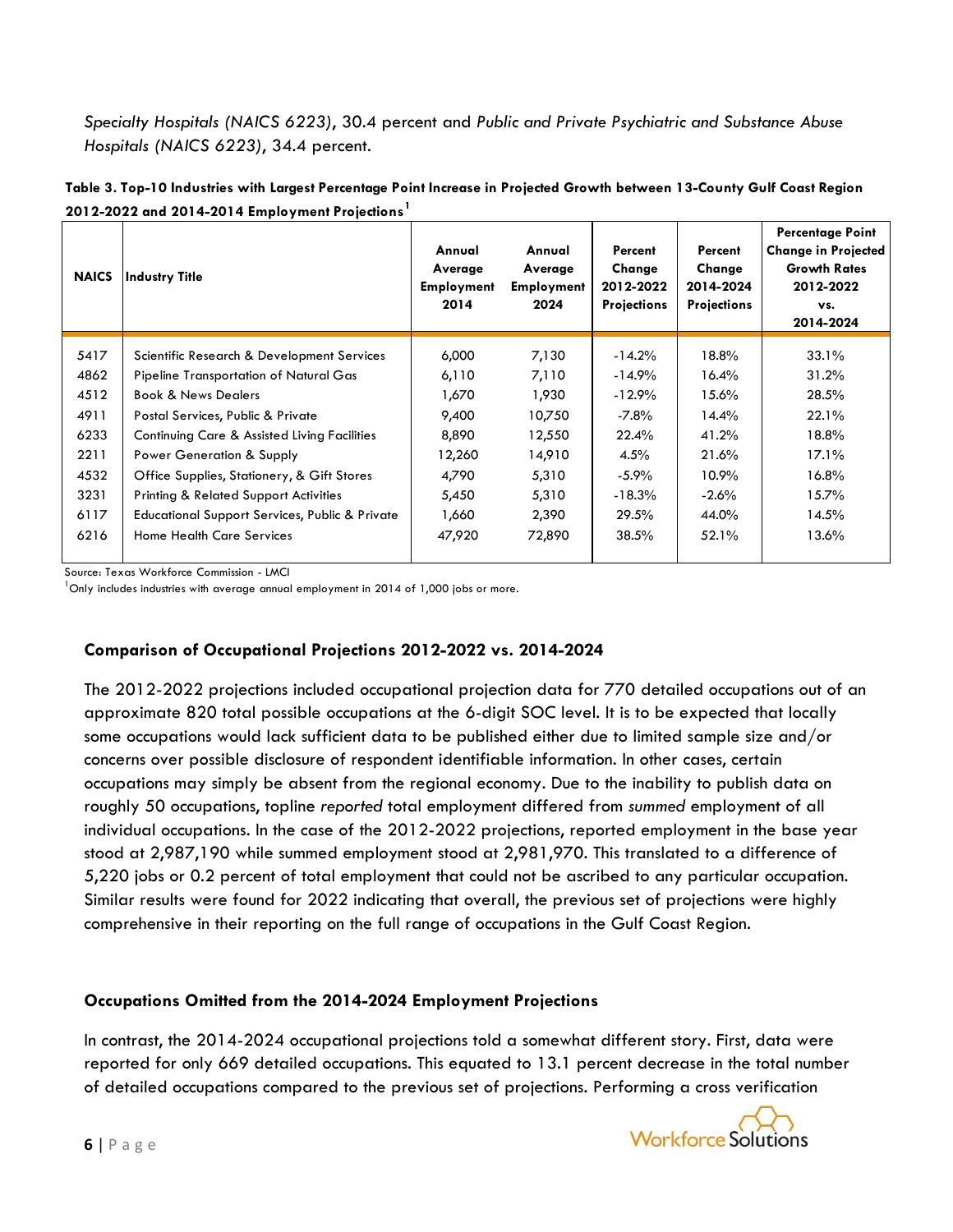*Specialty Hospitals (NAICS 6223)*, 30.4 percent and *Public and Private Psychiatric and Substance Abuse Hospitals (NAICS 6223)*, 34.4 percent.

**Table 3. Top-10 Industries with Largest Percentage Point Increase in Projected Growth between 13-County Gulf Coast Region 2012-2022 and 2014-2014 Employment Projections[1]**

| NAICS | Industry Title | Annual Average Employment 2014 | Annual Average Employment 2024 | Percent Change 2012-2022 Projections | Percent Change 2014-2024 Projections | Percentage Point Change in Projected Growth Rates 2012-2022 vs. 2014-2024 |
|---|---|---|---|---|---|---|
| 5417 | Scientific Research & Development Services | 6,000 | 7,130 | -14.2% | 18.8% | 33.1% |
| 4862 | Pipeline Transportation of Natural Gas | 6,110 | 7,110 | -14.9% | 16.4% | 31.2% |
| 4512 | Book & News Dealers | 1,670 | 1,930 | -12.9% | 15.6% | 28.5% |
| 4911 | Postal Services, Public & Private | 9,400 | 10,750 | -7.8% | 14.4% | 22.1% |
| 6233 | Continuing Care & Assisted Living Facilities | 8,890 | 12,550 | 22.4% | 41.2% | 18.8% |
| 2211 | Power Generation & Supply | 12,260 | 14,910 | 4.5% | 21.6% | 17.1% |
| 4532 | Office Supplies, Stationery, & Gift Stores | 4,790 | 5,310 | -5.9% | 10.9% | 16.8% |
| 3231 | Printing & Related Support Activities | 5,450 | 5,310 | -18.3% | -2.6% | 15.7% |
| 6117 | Educational Support Services, Public & Private | 1,660 | 2,390 | 29.5% | 44.0% | 14.5% |
| 6216 | Home Health Care Services | 47,920 | 72,890 | 38.5% | 52.1% | 13.6% |

Source: Texas Workforce Commission - LMCI

[1]Only includes industries with average annual employment in 2014 of 1,000 jobs or more.

### Comparison of Occupational Projections 2012-2022 vs. 2014-2024

The 2012-2022 projections included occupational projection data for 770 detailed occupations out of an approximate 820 total possible occupations at the 6-digit SOC level. It is to be expected that locally some occupations would lack sufficient data to be published either due to limited sample size and/or concerns over possible disclosure of respondent identifiable information. In other cases, certain occupations may simply be absent from the regional economy. Due to the inability to publish data on roughly 50 occupations, topline *reported* total employment differed from *summed* employment of all individual occupations. In the case of the 2012-2022 projections, reported employment in the base year stood at 2,987,190 while summed employment stood at 2,981,970. This translated to a difference of 5,220 jobs or 0.2 percent of total employment that could not be ascribed to any particular occupation. Similar results were found for 2022 indicating that overall, the previous set of projections were highly comprehensive in their reporting on the full range of occupations in the Gulf Coast Region.

### Occupations Omitted from the 2014-2024 Employment Projections

In contrast, the 2014-2024 occupational projections told a somewhat different story. First, data were reported for only 669 detailed occupations. This equated to 13.1 percent decrease in the total number of detailed occupations compared to the previous set of projections. Performing a cross verification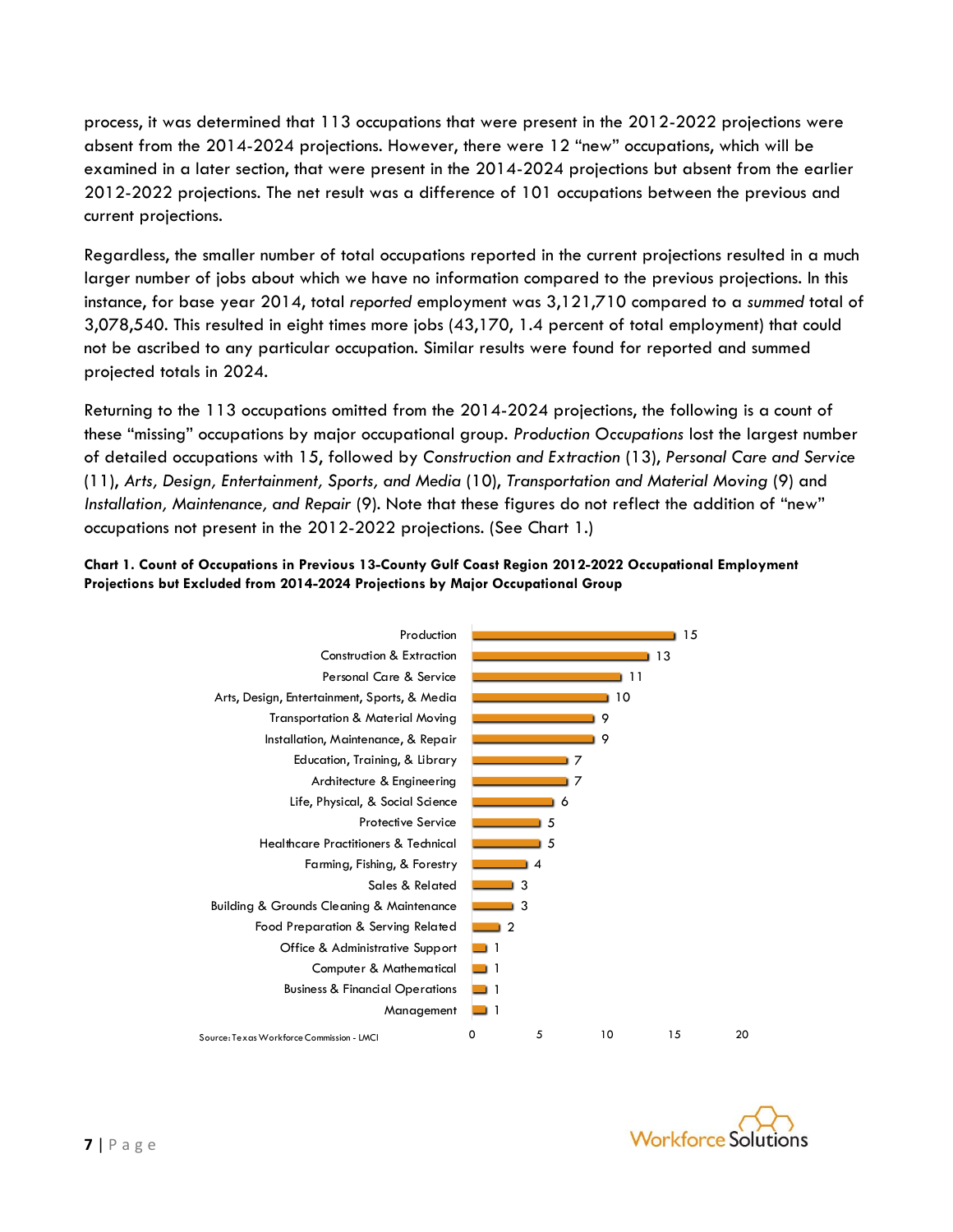process, it was determined that 113 occupations that were present in the 2012-2022 projections were absent from the 2014-2024 projections. However, there were 12 "new" occupations, which will be examined in a later section, that were present in the 2014-2024 projections but absent from the earlier 2012-2022 projections. The net result was a difference of 101 occupations between the previous and current projections.

Regardless, the smaller number of total occupations reported in the current projections resulted in a much larger number of jobs about which we have no information compared to the previous projections. In this instance, for base year 2014, total *reported* employment was 3,121,710 compared to a *summed* total of 3,078,540. This resulted in eight times more jobs (43,170, 1.4 percent of total employment) that could not be ascribed to any particular occupation. Similar results were found for reported and summed projected totals in 2024.

Returning to the 113 occupations omitted from the 2014-2024 projections, the following is a count of these "missing" occupations by major occupational group. *Production Occupations* lost the largest number of detailed occupations with 15, followed by *Construction and Extraction* (13), *Personal Care and Service* (11), *Arts, Design, Entertainment, Sports, and Media* (10), *Transportation and Material Moving* (9) and *Installation, Maintenance, and Repair* (9). Note that these figures do not reflect the addition of "new" occupations not present in the 2012-2022 projections. (See Chart 1.)

**Chart 1. Count of Occupations in Previous 13-County Gulf Coast Region 2012-2022 Occupational Employment Projections but Excluded from 2014-2024 Projections by Major Occupational Group**

| Major Occupational Group | Count |
|---|---|
| Production | 15 |
| Construction & Extraction | 13 |
| Personal Care & Service | 11 |
| Arts, Design, Entertainment, Sports, & Media | 10 |
| Transportation & Material Moving | 9 |
| Installation, Maintenance, & Repair | 9 |
| Education, Training, & Library | 7 |
| Architecture & Engineering | 7 |
| Life, Physical, & Social Science | 6 |
| Protective Service | 5 |
| Healthcare Practitioners & Technical | 5 |
| Farming, Fishing, & Forestry | 4 |
| Sales & Related | 3 |
| Building & Grounds Cleaning & Maintenance | 3 |
| Food Preparation & Serving Related | 2 |
| Office & Administrative Support | 1 |
| Computer & Mathematical | 1 |
| Business & Financial Operations | 1 |
| Management | 1 |

Source: Texas Workforce Commission - LMCI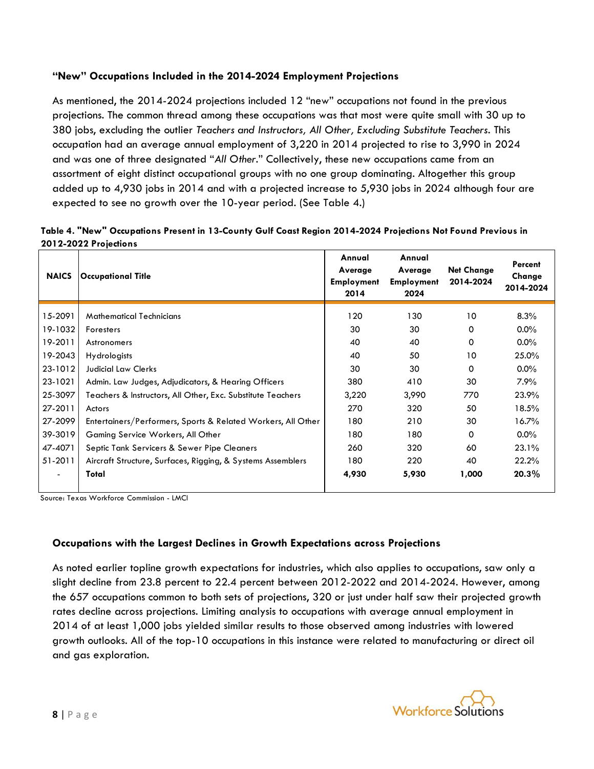### "New" Occupations Included in the 2014-2024 Employment Projections

As mentioned, the 2014-2024 projections included 12 "new" occupations not found in the previous projections. The common thread among these occupations was that most were quite small with 30 up to 380 jobs, excluding the outlier *Teachers and Instructors, All Other, Excluding Substitute Teachers*. This occupation had an average annual employment of 3,220 in 2014 projected to rise to 3,990 in 2024 and was one of three designated "*All Other*." Collectively, these new occupations came from an assortment of eight distinct occupational groups with no one group dominating. Altogether this group added up to 4,930 jobs in 2014 and with a projected increase to 5,930 jobs in 2024 although four are expected to see no growth over the 10-year period. (See Table 4.)

**Table 4. "New" Occupations Present in 13-County Gulf Coast Region 2014-2024 Projections Not Found Previous in 2012-2022 Projections**

| NAICS | Occupational Title | Annual Average Employment 2014 | Annual Average Employment 2024 | Net Change 2014-2024 | Percent Change 2014-2024 |
|---|---|---|---|---|---|
| 15-2091 | Mathematical Technicians | 120 | 130 | 10 | 8.3% |
| 19-1032 | Foresters | 30 | 30 | 0 | 0.0% |
| 19-2011 | Astronomers | 40 | 40 | 0 | 0.0% |
| 19-2043 | Hydrologists | 40 | 50 | 10 | 25.0% |
| 23-1012 | Judicial Law Clerks | 30 | 30 | 0 | 0.0% |
| 23-1021 | Admin. Law Judges, Adjudicators, & Hearing Officers | 380 | 410 | 30 | 7.9% |
| 25-3097 | Teachers & Instructors, All Other, Exc. Substitute Teachers | 3,220 | 3,990 | 770 | 23.9% |
| 27-2011 | Actors | 270 | 320 | 50 | 18.5% |
| 27-2099 | Entertainers/Performers, Sports & Related Workers, All Other | 180 | 210 | 30 | 16.7% |
| 39-3019 | Gaming Service Workers, All Other | 180 | 180 | 0 | 0.0% |
| 47-4071 | Septic Tank Servicers & Sewer Pipe Cleaners | 260 | 320 | 60 | 23.1% |
| 51-2011 | Aircraft Structure, Surfaces, Rigging, & Systems Assemblers | 180 | 220 | 40 | 22.2% |
| - | **Total** | **4,930** | **5,930** | **1,000** | **20.3%** |

Source: Texas Workforce Commission - LMCI

### Occupations with the Largest Declines in Growth Expectations across Projections

As noted earlier topline growth expectations for industries, which also applies to occupations, saw only a slight decline from 23.8 percent to 22.4 percent between 2012-2022 and 2014-2024. However, among the 657 occupations common to both sets of projections, 320 or just under half saw their projected growth rates decline across projections. Limiting analysis to occupations with average annual employment in 2014 of at least 1,000 jobs yielded similar results to those observed among industries with lowered growth outlooks. All of the top-10 occupations in this instance were related to manufacturing or direct oil and gas exploration.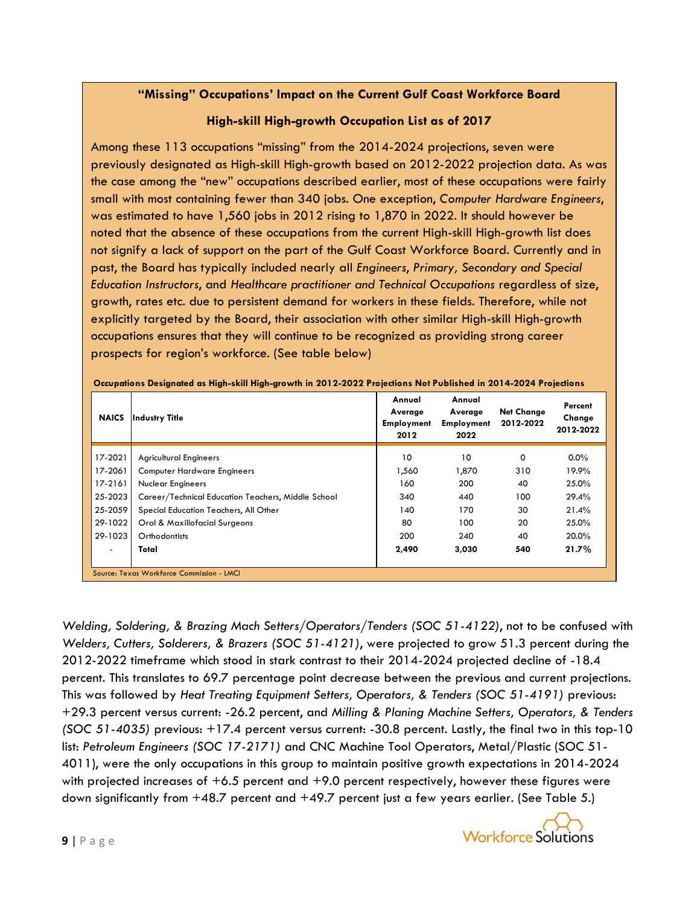### "Missing" Occupations' Impact on the Current Gulf Coast Workforce Board

### High-skill High-growth Occupation List as of 2017

Among these 113 occupations "missing" from the 2014-2024 projections, seven were previously designated as High-skill High-growth based on 2012-2022 projection data. As was the case among the "new" occupations described earlier, most of these occupations were fairly small with most containing fewer than 340 jobs. One exception, *Computer Hardware Engineers*, was estimated to have 1,560 jobs in 2012 rising to 1,870 in 2022. It should however be noted that the absence of these occupations from the current High-skill High-growth list does not signify a lack of support on the part of the Gulf Coast Workforce Board. Currently and in past, the Board has typically included nearly all *Engineers*, *Primary, Secondary and Special Education Instructors*, and *Healthcare practitioner and Technical Occupations* regardless of size, growth, rates etc. due to persistent demand for workers in these fields. Therefore, while not explicitly targeted by the Board, their association with other similar High-skill High-growth occupations ensures that they will continue to be recognized as providing strong career prospects for region's workforce. (See table below)

**Occupations Designated as High-skill High-growth in 2012-2022 Projections Not Published in 2014-2024 Projections**

| NAICS | Industry Title | Annual Average Employment 2012 | Annual Average Employment 2022 | Net Change 2012-2022 | Percent Change 2012-2022 |
|---|---|---|---|---|---|
| 17-2021 | Agricultural Engineers | 10 | 10 | 0 | 0.0% |
| 17-2061 | Computer Hardware Engineers | 1,560 | 1,870 | 310 | 19.9% |
| 17-2161 | Nuclear Engineers | 160 | 200 | 40 | 25.0% |
| 25-2023 | Career/Technical Education Teachers, Middle School | 340 | 440 | 100 | 29.4% |
| 25-2059 | Special Education Teachers, All Other | 140 | 170 | 30 | 21.4% |
| 29-1022 | Oral & Maxillofacial Surgeons | 80 | 100 | 20 | 25.0% |
| 29-1023 | Orthodontists | 200 | 240 | 40 | 20.0% |
| - | **Total** | **2,490** | **3,030** | **540** | **21.7%** |

Source: Texas Workforce Commission - LMCI

*Welding, Soldering, & Brazing Mach Setters/Operators/Tenders (SOC 51-4122)*, not to be confused with *Welders, Cutters, Solderers, & Brazers (SOC 51-4121)*, were projected to grow 51.3 percent during the 2012-2022 timeframe which stood in stark contrast to their 2014-2024 projected decline of -18.4 percent. This translates to 69.7 percentage point decrease between the previous and current projections. This was followed by *Heat Treating Equipment Setters, Operators, & Tenders (SOC 51-4191)* previous: +29.3 percent versus current: -26.2 percent, and *Milling & Planing Machine Setters, Operators, & Tenders (SOC 51-4035)* previous: +17.4 percent versus current: -30.8 percent. Lastly, the final two in this top-10 list: *Petroleum Engineers (SOC 17-2171)* and CNC Machine Tool Operators, Metal/Plastic (SOC 51-4011), were the only occupations in this group to maintain positive growth expectations in 2014-2024 with projected increases of +6.5 percent and +9.0 percent respectively, however these figures were down significantly from +48.7 percent and +49.7 percent just a few years earlier. (See Table 5.)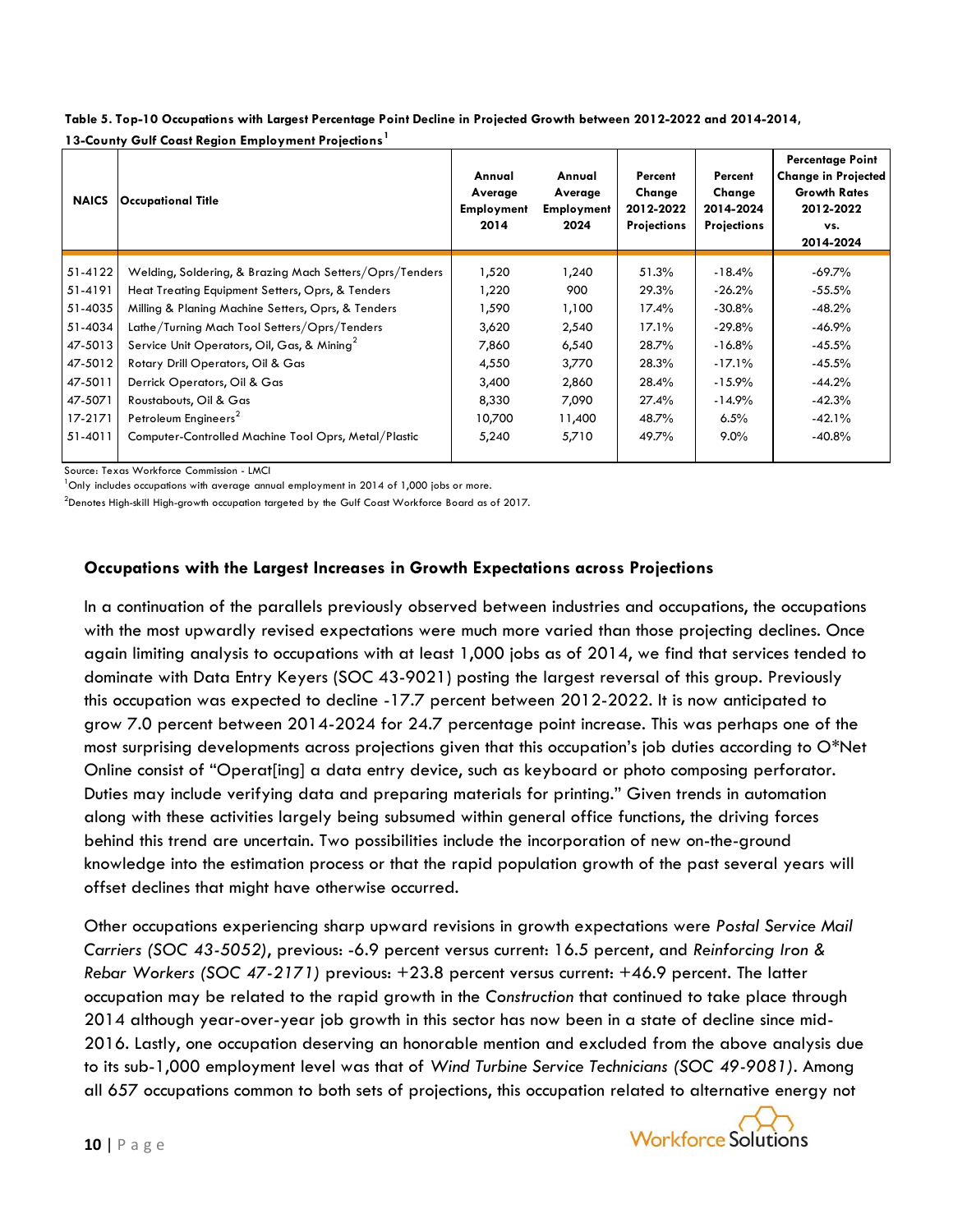**Table 5. Top-10 Occupations with Largest Percentage Point Decline in Projected Growth between 2012-2022 and 2014-2014, 13-County Gulf Coast Region Employment Projections[1]**

| NAICS | Occupational Title | Annual Average Employment 2014 | Annual Average Employment 2024 | Percent Change 2012-2022 Projections | Percent Change 2014-2024 Projections | Percentage Point Change in Projected Growth Rates 2012-2022 vs. 2014-2024 |
|---|---|---|---|---|---|---|
| 51-4122 | Welding, Soldering, & Brazing Mach Setters/Oprs/Tenders | 1,520 | 1,240 | 51.3% | -18.4% | -69.7% |
| 51-4191 | Heat Treating Equipment Setters, Oprs, & Tenders | 1,220 | 900 | 29.3% | -26.2% | -55.5% |
| 51-4035 | Milling & Planing Machine Setters, Oprs, & Tenders | 1,590 | 1,100 | 17.4% | -30.8% | -48.2% |
| 51-4034 | Lathe/Turning Mach Tool Setters/Oprs/Tenders | 3,620 | 2,540 | 17.1% | -29.8% | -46.9% |
| 47-5013 | Service Unit Operators, Oil, Gas, & Mining[2] | 7,860 | 6,540 | 28.7% | -16.8% | -45.5% |
| 47-5012 | Rotary Drill Operators, Oil & Gas | 4,550 | 3,770 | 28.3% | -17.1% | -45.5% |
| 47-5011 | Derrick Operators, Oil & Gas | 3,400 | 2,860 | 28.4% | -15.9% | -44.2% |
| 47-5071 | Roustabouts, Oil & Gas | 8,330 | 7,090 | 27.4% | -14.9% | -42.3% |
| 17-2171 | Petroleum Engineers[2] | 10,700 | 11,400 | 48.7% | 6.5% | -42.1% |
| 51-4011 | Computer-Controlled Machine Tool Oprs, Metal/Plastic | 5,240 | 5,710 | 49.7% | 9.0% | -40.8% |

Source: Texas Workforce Commission - LMCI

[1]Only includes occupations with average annual employment in 2014 of 1,000 jobs or more.

[2]Denotes High-skill High-growth occupation targeted by the Gulf Coast Workforce Board as of 2017.

### Occupations with the Largest Increases in Growth Expectations across Projections

In a continuation of the parallels previously observed between industries and occupations, the occupations with the most upwardly revised expectations were much more varied than those projecting declines. Once again limiting analysis to occupations with at least 1,000 jobs as of 2014, we find that services tended to dominate with Data Entry Keyers (SOC 43-9021) posting the largest reversal of this group. Previously this occupation was expected to decline -17.7 percent between 2012-2022. It is now anticipated to grow 7.0 percent between 2014-2024 for 24.7 percentage point increase. This was perhaps one of the most surprising developments across projections given that this occupation's job duties according to O*Net Online consist of "Operat[ing] a data entry device, such as keyboard or photo composing perforator. Duties may include verifying data and preparing materials for printing." Given trends in automation along with these activities largely being subsumed within general office functions, the driving forces behind this trend are uncertain. Two possibilities include the incorporation of new on-the-ground knowledge into the estimation process or that the rapid population growth of the past several years will offset declines that might have otherwise occurred.

Other occupations experiencing sharp upward revisions in growth expectations were *Postal Service Mail Carriers (SOC 43-5052)*, previous: -6.9 percent versus current: 16.5 percent, and *Reinforcing Iron & Rebar Workers (SOC 47-2171)* previous: +23.8 percent versus current: +46.9 percent. The latter occupation may be related to the rapid growth in the Co*nstruction* that continued to take place through 2014 although year-over-year job growth in this sector has now been in a state of decline since mid-2016. Lastly, one occupation deserving an honorable mention and excluded from the above analysis due to its sub-1,000 employment level was that of *Wind Turbine Service Technicians (SOC 49-9081)*. Among all 657 occupations common to both sets of projections, this occupation related to alternative energy not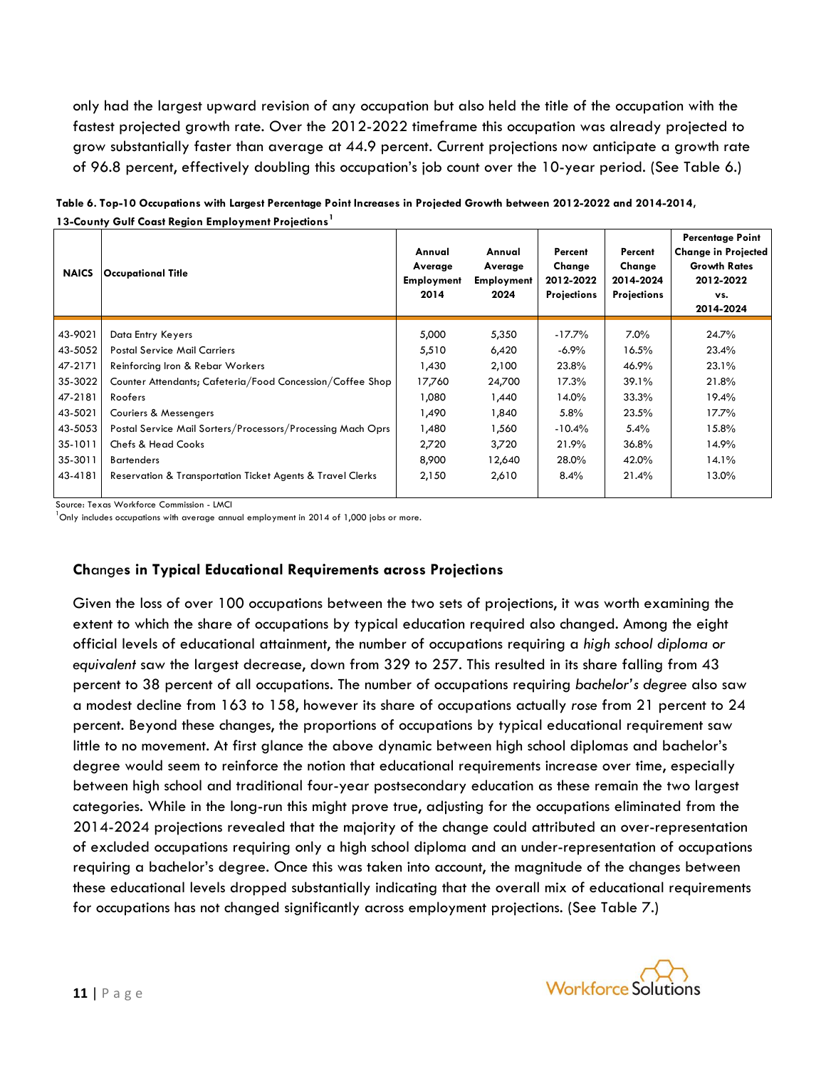only had the largest upward revision of any occupation but also held the title of the occupation with the fastest projected growth rate. Over the 2012-2022 timeframe this occupation was already projected to grow substantially faster than average at 44.9 percent. Current projections now anticipate a growth rate of 96.8 percent, effectively doubling this occupation's job count over the 10-year period. (See Table 6.)

**Table 6. Top-10 Occupations with Largest Percentage Point Increases in Projected Growth between 2012-2022 and 2014-2014, 13-County Gulf Coast Region Employment Projections[1]**

| NAICS | Occupational Title | Annual Average Employment 2014 | Annual Average Employment 2024 | Percent Change 2012-2022 Projections | Percent Change 2014-2024 Projections | Percentage Point Change in Projected Growth Rates 2012-2022 vs. 2014-2024 |
|---|---|---|---|---|---|---|
| 43-9021 | Data Entry Keyers | 5,000 | 5,350 | -17.7% | 7.0% | 24.7% |
| 43-5052 | Postal Service Mail Carriers | 5,510 | 6,420 | -6.9% | 16.5% | 23.4% |
| 47-2171 | Reinforcing Iron & Rebar Workers | 1,430 | 2,100 | 23.8% | 46.9% | 23.1% |
| 35-3022 | Counter Attendants; Cafeteria/Food Concession/Coffee Shop | 17,760 | 24,700 | 17.3% | 39.1% | 21.8% |
| 47-2181 | Roofers | 1,080 | 1,440 | 14.0% | 33.3% | 19.4% |
| 43-5021 | Couriers & Messengers | 1,490 | 1,840 | 5.8% | 23.5% | 17.7% |
| 43-5053 | Postal Service Mail Sorters/Processors/Processing Mach Oprs | 1,480 | 1,560 | -10.4% | 5.4% | 15.8% |
| 35-1011 | Chefs & Head Cooks | 2,720 | 3,720 | 21.9% | 36.8% | 14.9% |
| 35-3011 | Bartenders | 8,900 | 12,640 | 28.0% | 42.0% | 14.1% |
| 43-4181 | Reservation & Transportation Ticket Agents & Travel Clerks | 2,150 | 2,610 | 8.4% | 21.4% | 13.0% |

Source: Texas Workforce Commission - LMCI

[1]Only includes occupations with average annual employment in 2014 of 1,000 jobs or more.

## Changes in Typical Educational Requirements across Projections

Given the loss of over 100 occupations between the two sets of projections, it was worth examining the extent to which the share of occupations by typical education required also changed. Among the eight official levels of educational attainment, the number of occupations requiring a *high school diploma or equivalent* saw the largest decrease, down from 329 to 257. This resulted in its share falling from 43 percent to 38 percent of all occupations. The number of occupations requiring *bachelor's degree* also saw a modest decline from 163 to 158, however its share of occupations actually *rose* from 21 percent to 24 percent. Beyond these changes, the proportions of occupations by typical educational requirement saw little to no movement. At first glance the above dynamic between high school diplomas and bachelor's degree would seem to reinforce the notion that educational requirements increase over time, especially between high school and traditional four-year postsecondary education as these remain the two largest categories. While in the long-run this might prove true, adjusting for the occupations eliminated from the 2014-2024 projections revealed that the majority of the change could attributed an over-representation of excluded occupations requiring only a high school diploma and an under-representation of occupations requiring a bachelor's degree. Once this was taken into account, the magnitude of the changes between these educational levels dropped substantially indicating that the overall mix of educational requirements for occupations has not changed significantly across employment projections. (See Table 7.)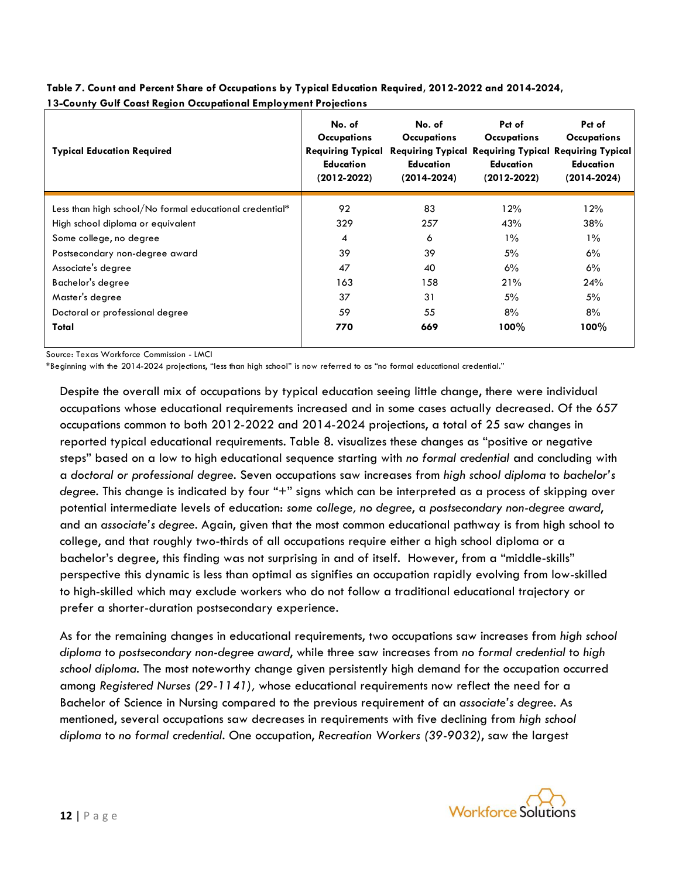**Table 7. Count and Percent Share of Occupations by Typical Education Required, 2012-2022 and 2014-2024, 13-County Gulf Coast Region Occupational Employment Projections**

| Typical Education Required | No. of Occupations Requiring Typical Education (2012-2022) | No. of Occupations Requiring Typical Education (2014-2024) | Pct of Occupations Requiring Typical Education (2012-2022) | Pct of Occupations Requiring Typical Education (2014-2024) |
|---|---|---|---|---|
| Less than high school/No formal educational credential* | 92 | 83 | 12% | 12% |
| High school diploma or equivalent | 329 | 257 | 43% | 38% |
| Some college, no degree | 4 | 6 | 1% | 1% |
| Postsecondary non-degree award | 39 | 39 | 5% | 6% |
| Associate's degree | 47 | 40 | 6% | 6% |
| Bachelor's degree | 163 | 158 | 21% | 24% |
| Master's degree | 37 | 31 | 5% | 5% |
| Doctoral or professional degree | 59 | 55 | 8% | 8% |
| **Total** | **770** | **669** | **100%** | **100%** |

Source: Texas Workforce Commission - LMCI

*Beginning with the 2014-2024 projections, "less than high school" is now referred to as "no formal educational credential."

Despite the overall mix of occupations by typical education seeing little change, there were individual occupations whose educational requirements increased and in some cases actually decreased. Of the 657 occupations common to both 2012-2022 and 2014-2024 projections, a total of 25 saw changes in reported typical educational requirements. Table 8. visualizes these changes as "positive or negative steps" based on a low to high educational sequence starting with *no formal credential* and concluding with a *doctoral or professional degree*. Seven occupations saw increases from *high school diploma* to *bachelor's degree*. This change is indicated by four "+" signs which can be interpreted as a process of skipping over potential intermediate levels of education: *some college, no degree*, a *postsecondary non-degree award*, and an *associate's degree*. Again, given that the most common educational pathway is from high school to college, and that roughly two-thirds of all occupations require either a high school diploma or a bachelor's degree, this finding was not surprising in and of itself. However, from a "middle-skills" perspective this dynamic is less than optimal as signifies an occupation rapidly evolving from low-skilled to high-skilled which may exclude workers who do not follow a traditional educational trajectory or prefer a shorter-duration postsecondary experience.

As for the remaining changes in educational requirements, two occupations saw increases from *high school diploma* to *postsecondary non-degree award*, while three saw increases from *no formal credential* to *high school diploma*. The most noteworthy change given persistently high demand for the occupation occurred among *Registered Nurses (29-1141),* whose educational requirements now reflect the need for a Bachelor of Science in Nursing compared to the previous requirement of an *associate's degree*. As mentioned, several occupations saw decreases in requirements with five declining from *high school diploma* to *no formal credential*. One occupation, *Recreation Workers (39-9032)*, saw the largest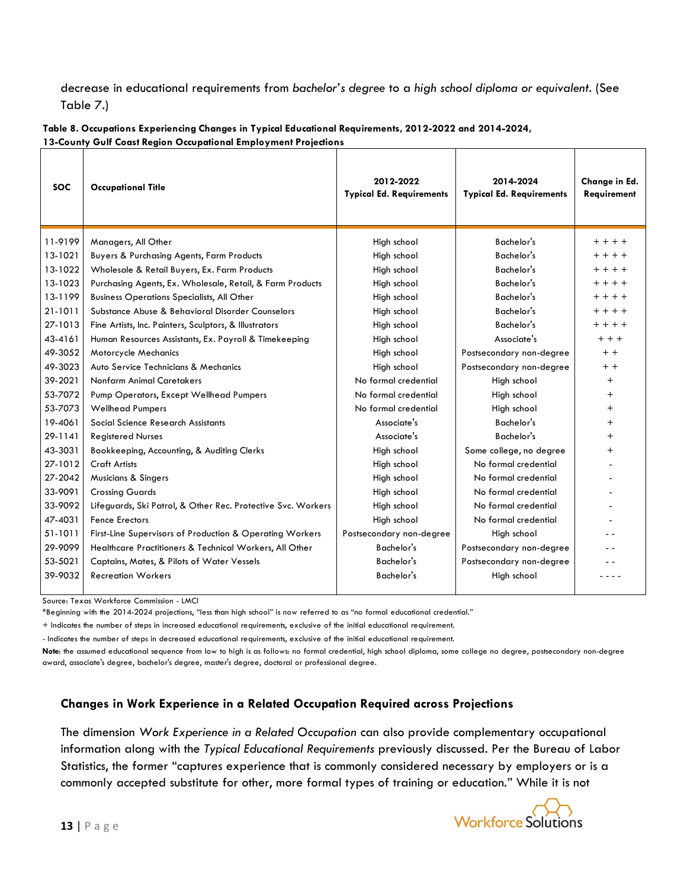decrease in educational requirements from *bachelor's degree* to a *high school diploma or equivalent*. (See Table 7.)

**Table 8. Occupations Experiencing Changes in Typical Educational Requirements, 2012-2022 and 2014-2024, 13-County Gulf Coast Region Occupational Employment Projections**

| SOC | Occupational Title | 2012-2022 Typical Ed. Requirements | 2014-2024 Typical Ed. Requirements | Change in Ed. Requirement |
|---|---|---|---|---|
| 11-9199 | Managers, All Other | High school | Bachelor's | + + + + |
| 13-1021 | Buyers & Purchasing Agents, Farm Products | High school | Bachelor's | + + + + |
| 13-1022 | Wholesale & Retail Buyers, Ex. Farm Products | High school | Bachelor's | + + + + |
| 13-1023 | Purchasing Agents, Ex. Wholesale, Retail, & Farm Products | High school | Bachelor's | + + + + |
| 13-1199 | Business Operations Specialists, All Other | High school | Bachelor's | + + + + |
| 21-1011 | Substance Abuse & Behavioral Disorder Counselors | High school | Bachelor's | + + + + |
| 27-1013 | Fine Artists, Inc. Painters, Sculptors, & Illustrators | High school | Bachelor's | + + + + |
| 43-4161 | Human Resources Assistants, Ex. Payroll & Timekeeping | High school | Associate's | + + + |
| 49-3052 | Motorcycle Mechanics | High school | Postsecondary non-degree | + + |
| 49-3023 | Auto Service Technicians & Mechanics | High school | Postsecondary non-degree | + + |
| 39-2021 | Nonfarm Animal Caretakers | No formal credential | High school | + |
| 53-7072 | Pump Operators, Except Wellhead Pumpers | No formal credential | High school | + |
| 53-7073 | Wellhead Pumpers | No formal credential | High school | + |
| 19-4061 | Social Science Research Assistants | Associate's | Bachelor's | + |
| 29-1141 | Registered Nurses | Associate's | Bachelor's | + |
| 43-3031 | Bookkeeping, Accounting, & Auditing Clerks | High school | Some college, no degree | + |
| 27-1012 | Craft Artists | High school | No formal credential | - |
| 27-2042 | Musicians & Singers | High school | No formal credential | - |
| 33-9091 | Crossing Guards | High school | No formal credential | - |
| 33-9092 | Lifeguards, Ski Patrol, & Other Rec. Protective Svc. Workers | High school | No formal credential | - |
| 47-4031 | Fence Erectors | High school | No formal credential | - |
| 51-1011 | First-Line Supervisors of Production & Operating Workers | Postsecondary non-degree | High school | - - |
| 29-9099 | Healthcare Practitioners & Technical Workers, All Other | Bachelor's | Postsecondary non-degree | - - |
| 53-5021 | Captains, Mates, & Pilots of Water Vessels | Bachelor's | Postsecondary non-degree | - - |
| 39-9032 | Recreation Workers | Bachelor's | High school | - - - - |

Source: Texas Workforce Commission - LMCI

*Beginning with the 2014-2024 projections, "less than high school" is now referred to as "no formal educational credential."

+ Indicates the number of steps in increased educational requirements, exclusive of the initial educational requirement.

- Indicates the number of steps in decreased educational requirements, exclusive of the initial educational requirement.

**Note**: the assumed educational sequence from low to high is as follows: no formal credential, high school diploma, some college no degree, postsecondary non-degree award, associate's degree, bachelor's degree, master's degree, doctoral or professional degree.

### Changes in Work Experience in a Related Occupation Required across Projections

The dimension *Work Experience in a Related Occupation* can also provide complementary occupational information along with the *Typical Educational Requirements* previously discussed. Per the Bureau of Labor Statistics, the former "captures experience that is commonly considered necessary by employers or is a commonly accepted substitute for other, more formal types of training or education." While it is not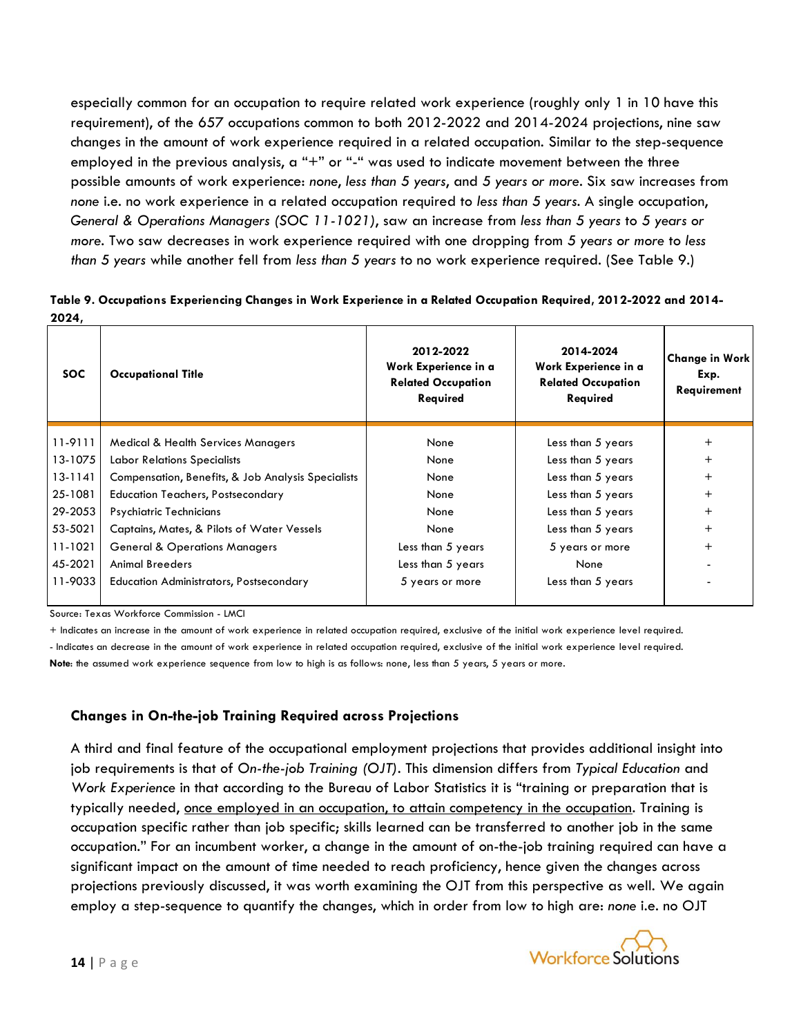especially common for an occupation to require related work experience (roughly only 1 in 10 have this requirement), of the 657 occupations common to both 2012-2022 and 2014-2024 projections, nine saw changes in the amount of work experience required in a related occupation. Similar to the step-sequence employed in the previous analysis, a "+" or "-" was used to indicate movement between the three possible amounts of work experience: *none*, *less than 5 years*, and *5 years or more*. Six saw increases from *none* i.e. no work experience in a related occupation required to *less than 5 years*. A single occupation, *General & Operations Managers (SOC 11-1021)*, saw an increase from *less than 5 years* to *5 years or more*. Two saw decreases in work experience required with one dropping from *5 years or more* to *less than 5 years* while another fell from *less than 5 years* to no work experience required. (See Table 9.)

**Table 9. Occupations Experiencing Changes in Work Experience in a Related Occupation Required, 2012-2022 and 2014-2024,**

| SOC | Occupational Title | 2012-2022 Work Experience in a Related Occupation Required | 2014-2024 Work Experience in a Related Occupation Required | Change in Work Exp. Requirement |
|---|---|---|---|---|
| 11-9111 | Medical & Health Services Managers | None | Less than 5 years | + |
| 13-1075 | Labor Relations Specialists | None | Less than 5 years | + |
| 13-1141 | Compensation, Benefits, & Job Analysis Specialists | None | Less than 5 years | + |
| 25-1081 | Education Teachers, Postsecondary | None | Less than 5 years | + |
| 29-2053 | Psychiatric Technicians | None | Less than 5 years | + |
| 53-5021 | Captains, Mates, & Pilots of Water Vessels | None | Less than 5 years | + |
| 11-1021 | General & Operations Managers | Less than 5 years | 5 years or more | + |
| 45-2021 | Animal Breeders | Less than 5 years | None | - |
| 11-9033 | Education Administrators, Postsecondary | 5 years or more | Less than 5 years | - |

Source: Texas Workforce Commission - LMCI

\+ Indicates an increase in the amount of work experience in related occupation required, exclusive of the initial work experience level required.

\- Indicates an decrease in the amount of work experience in related occupation required, exclusive of the initial work experience level required.

**Note**: the assumed work experience sequence from low to high is as follows: none, less than 5 years, 5 years or more.

### Changes in On-the-job Training Required across Projections

A third and final feature of the occupational employment projections that provides additional insight into job requirements is that of *On-the-job Training (OJT)*. This dimension differs from *Typical Education* and *Work Experience* in that according to the Bureau of Labor Statistics it is "training or preparation that is typically needed, <u>once employed in an occupation, to attain competency in the occupation</u>. Training is occupation specific rather than job specific; skills learned can be transferred to another job in the same occupation." For an incumbent worker, a change in the amount of on-the-job training required can have a significant impact on the amount of time needed to reach proficiency, hence given the changes across projections previously discussed, it was worth examining the OJT from this perspective as well. We again employ a step-sequence to quantify the changes, which in order from low to high are: *none* i.e. no OJT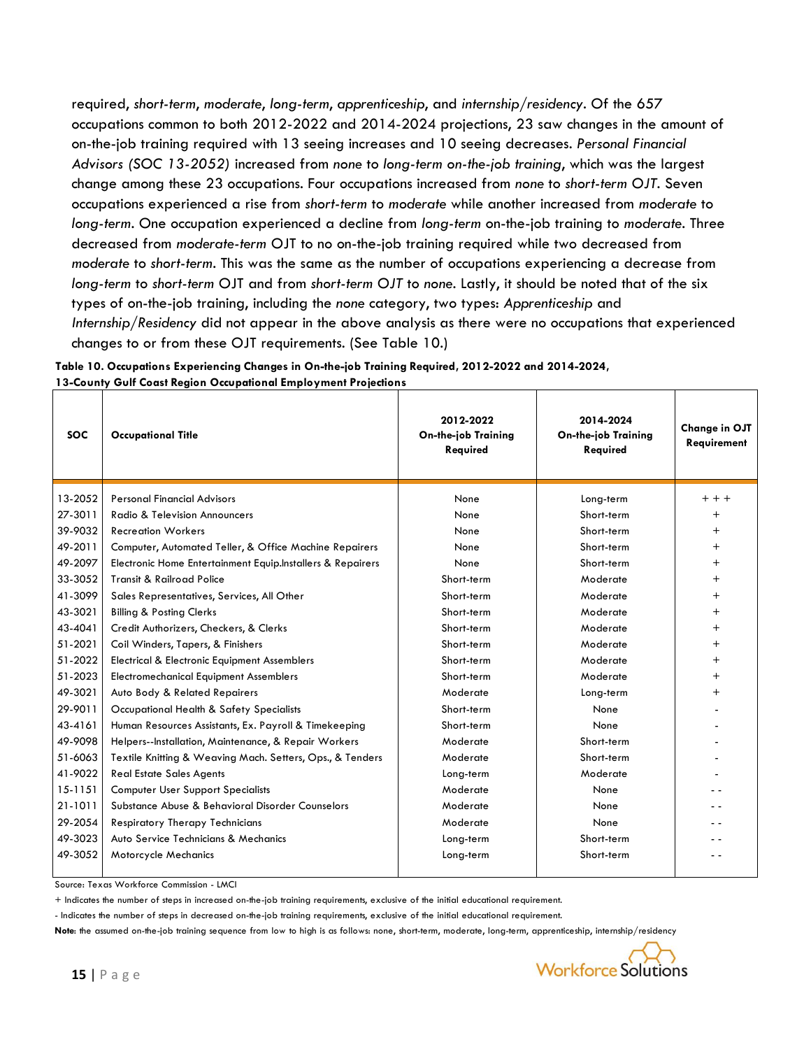required, *short-term*, *moderate*, *long-term*, *apprenticeship*, and *internship/residency*. Of the 657 occupations common to both 2012-2022 and 2014-2024 projections, 23 saw changes in the amount of on-the-job training required with 13 seeing increases and 10 seeing decreases. *Personal Financial Advisors (SOC 13-2052)* increased from *none* to *long-term on-the-job training*, which was the largest change among these 23 occupations. Four occupations increased from *none* to *short-term* OJT. Seven occupations experienced a rise from *short-term* to *moderate* while another increased from *moderate* to *long-term*. One occupation experienced a decline from *long-term* on-the-job training to *moderate*. Three decreased from *moderate-term* OJT to no on-the-job training required while two decreased from *moderate* to *short-term*. This was the same as the number of occupations experiencing a decrease from *long-term* to *short-term* OJT and from *short-term OJT* to *none*. Lastly, it should be noted that of the six types of on-the-job training, including the *none* category, two types: *Apprenticeship* and *Internship/Residency* did not appear in the above analysis as there were no occupations that experienced changes to or from these OJT requirements. (See Table 10.)

**Table 10. Occupations Experiencing Changes in On-the-job Training Required, 2012-2022 and 2014-2024, 13-County Gulf Coast Region Occupational Employment Projections**

| SOC | Occupational Title | 2012-2022 On-the-job Training Required | 2014-2024 On-the-job Training Required | Change in OJT Requirement |
|---|---|---|---|---|
| 13-2052 | Personal Financial Advisors | None | Long-term | + + + |
| 27-3011 | Radio & Television Announcers | None | Short-term | + |
| 39-9032 | Recreation Workers | None | Short-term | + |
| 49-2011 | Computer, Automated Teller, & Office Machine Repairers | None | Short-term | + |
| 49-2097 | Electronic Home Entertainment Equip.Installers & Repairers | None | Short-term | + |
| 33-3052 | Transit & Railroad Police | Short-term | Moderate | + |
| 41-3099 | Sales Representatives, Services, All Other | Short-term | Moderate | + |
| 43-3021 | Billing & Posting Clerks | Short-term | Moderate | + |
| 43-4041 | Credit Authorizers, Checkers, & Clerks | Short-term | Moderate | + |
| 51-2021 | Coil Winders, Tapers, & Finishers | Short-term | Moderate | + |
| 51-2022 | Electrical & Electronic Equipment Assemblers | Short-term | Moderate | + |
| 51-2023 | Electromechanical Equipment Assemblers | Short-term | Moderate | + |
| 49-3021 | Auto Body & Related Repairers | Moderate | Long-term | + |
| 29-9011 | Occupational Health & Safety Specialists | Short-term | None | - |
| 43-4161 | Human Resources Assistants, Ex. Payroll & Timekeeping | Short-term | None | - |
| 49-9098 | Helpers--Installation, Maintenance, & Repair Workers | Moderate | Short-term | - |
| 51-6063 | Textile Knitting & Weaving Mach. Setters, Ops., & Tenders | Moderate | Short-term | - |
| 41-9022 | Real Estate Sales Agents | Long-term | Moderate | - |
| 15-1151 | Computer User Support Specialists | Moderate | None | - - |
| 21-1011 | Substance Abuse & Behavioral Disorder Counselors | Moderate | None | - - |
| 29-2054 | Respiratory Therapy Technicians | Moderate | None | - - |
| 49-3023 | Auto Service Technicians & Mechanics | Long-term | Short-term | - - |
| 49-3052 | Motorcycle Mechanics | Long-term | Short-term | - - |

Source: Texas Workforce Commission - LMCI

+ Indicates the number of steps in increased on-the-job training requirements, exclusive of the initial educational requirement.

- Indicates the number of steps in decreased on-the-job training requirements, exclusive of the initial educational requirement.

**Note**: the assumed on-the-job training sequence from low to high is as follows: none, short-term, moderate, long-term, apprenticeship, internship/residency